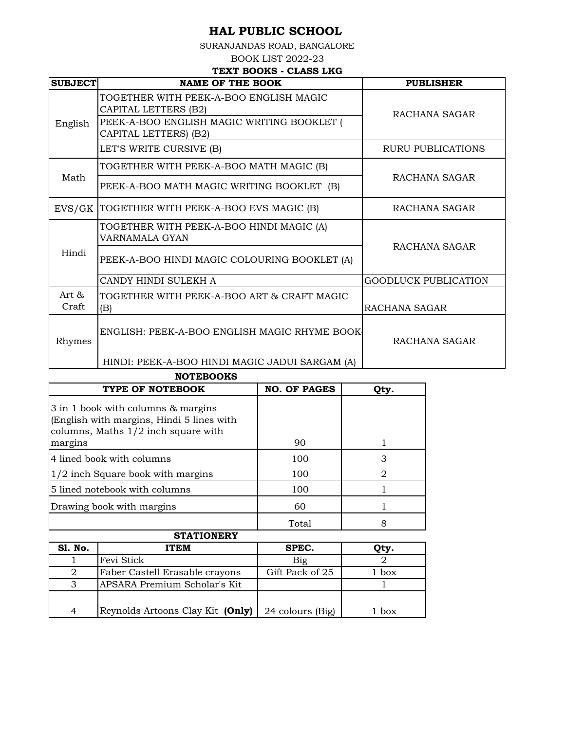# HAL PUBLIC SCHOOL

SURANJANDAS ROAD, BANGALORE

BOOK LIST 2022-23

**TEXT BOOKS - CLASS LKG**

| SUBJECT | NAME OF THE BOOK | PUBLISHER |
|---|---|---|
| English | TOGETHER WITH PEEK-A-BOO ENGLISH MAGIC CAPITAL LETTERS (B2) | RACHANA SAGAR |
| | PEEK-A-BOO ENGLISH MAGIC WRITING BOOKLET ( CAPITAL LETTERS) (B2) | |
| | LET'S WRITE CURSIVE (B) | RURU PUBLICATIONS |
| Math | TOGETHER WITH PEEK-A-BOO MATH MAGIC (B) | RACHANA SAGAR |
| | PEEK-A-BOO MATH MAGIC WRITING BOOKLET (B) | |
| EVS/GK | TOGETHER WITH PEEK-A-BOO EVS MAGIC (B) | RACHANA SAGAR |
| Hindi | TOGETHER WITH PEEK-A-BOO HINDI MAGIC (A) VARNAMALA GYAN | RACHANA SAGAR |
| | PEEK-A-BOO HINDI MAGIC COLOURING BOOKLET (A) | |
| | CANDY HINDI SULEKH A | GOODLUCK PUBLICATION |
| Art & Craft | TOGETHER WITH PEEK-A-BOO ART & CRAFT MAGIC (B) | RACHANA SAGAR |
| Rhymes | ENGLISH: PEEK-A-BOO ENGLISH MAGIC RHYME BOOK | RACHANA SAGAR |
| | HINDI: PEEK-A-BOO HINDI MAGIC JADUI SARGAM (A) | |

**NOTEBOOKS**

| TYPE OF NOTEBOOK | NO. OF PAGES | Qty. |
|---|---|---|
| 3 in 1 book with columns & margins (English with margins, Hindi 5 lines with columns, Maths 1/2 inch square with margins | 90 | 1 |
| 4 lined book with columns | 100 | 3 |
| 1/2 inch Square book with margins | 100 | 2 |
| 5 lined notebook with columns | 100 | 1 |
| Drawing book with margins | 60 | 1 |
| | Total | 8 |

**STATIONERY**

| Sl. No. | ITEM | SPEC. | Qty. |
|---|---|---|---|
| 1 | Fevi Stick | Big | 2 |
| 2 | Faber Castell Erasable crayons | Gift Pack of 25 | 1 box |
| 3 | APSARA Premium Scholar's Kit | | 1 |
| 4 | Reynolds Artoons Clay Kit **(Only)** | 24 colours (Big) | 1 box |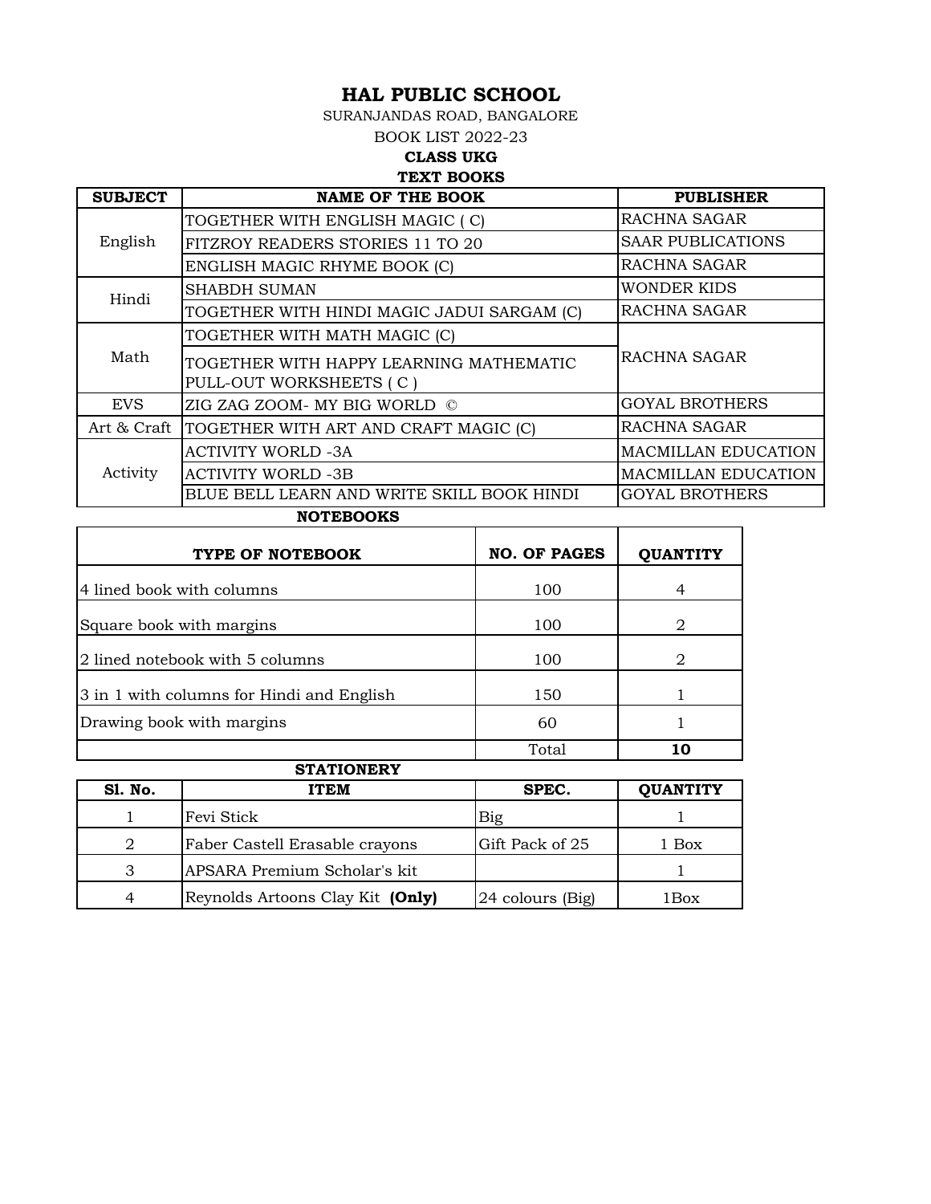# HAL PUBLIC SCHOOL

SURANJANDAS ROAD, BANGALORE

BOOK LIST 2022-23

**CLASS UKG**

**TEXT BOOKS**

| SUBJECT | NAME OF THE BOOK | PUBLISHER |
|---|---|---|
| English | TOGETHER WITH ENGLISH MAGIC ( C) | RACHNA SAGAR |
| | FITZROY READERS STORIES 11 TO 20 | SAAR PUBLICATIONS |
| | ENGLISH MAGIC RHYME BOOK (C) | RACHNA SAGAR |
| Hindi | SHABDH SUMAN | WONDER KIDS |
| | TOGETHER WITH HINDI MAGIC JADUI SARGAM (C) | RACHNA SAGAR |
| Math | TOGETHER WITH MATH MAGIC (C) | RACHNA SAGAR |
| | TOGETHER WITH HAPPY LEARNING MATHEMATIC PULL-OUT WORKSHEETS ( C ) | |
| EVS | ZIG ZAG ZOOM- MY BIG WORLD © | GOYAL BROTHERS |
| Art & Craft | TOGETHER WITH ART AND CRAFT MAGIC (C) | RACHNA SAGAR |
| Activity | ACTIVITY WORLD -3A | MACMILLAN EDUCATION |
| | ACTIVITY WORLD -3B | MACMILLAN EDUCATION |
| | BLUE BELL LEARN AND WRITE SKILL BOOK HINDI | GOYAL BROTHERS |

**NOTEBOOKS**

| TYPE OF NOTEBOOK | NO. OF PAGES | QUANTITY |
|---|---|---|
| 4 lined book with columns | 100 | 4 |
| Square book with margins | 100 | 2 |
| 2 lined notebook with 5 columns | 100 | 2 |
| 3 in 1 with columns for Hindi and English | 150 | 1 |
| Drawing book with margins | 60 | 1 |
| | Total | **10** |

**STATIONERY**

| Sl. No. | ITEM | SPEC. | QUANTITY |
|---|---|---|---|
| 1 | Fevi Stick | Big | 1 |
| 2 | Faber Castell Erasable crayons | Gift Pack of 25 | 1 Box |
| 3 | APSARA Premium Scholar's kit | | 1 |
| 4 | Reynolds Artoons Clay Kit **(Only)** | 24 colours (Big) | 1Box |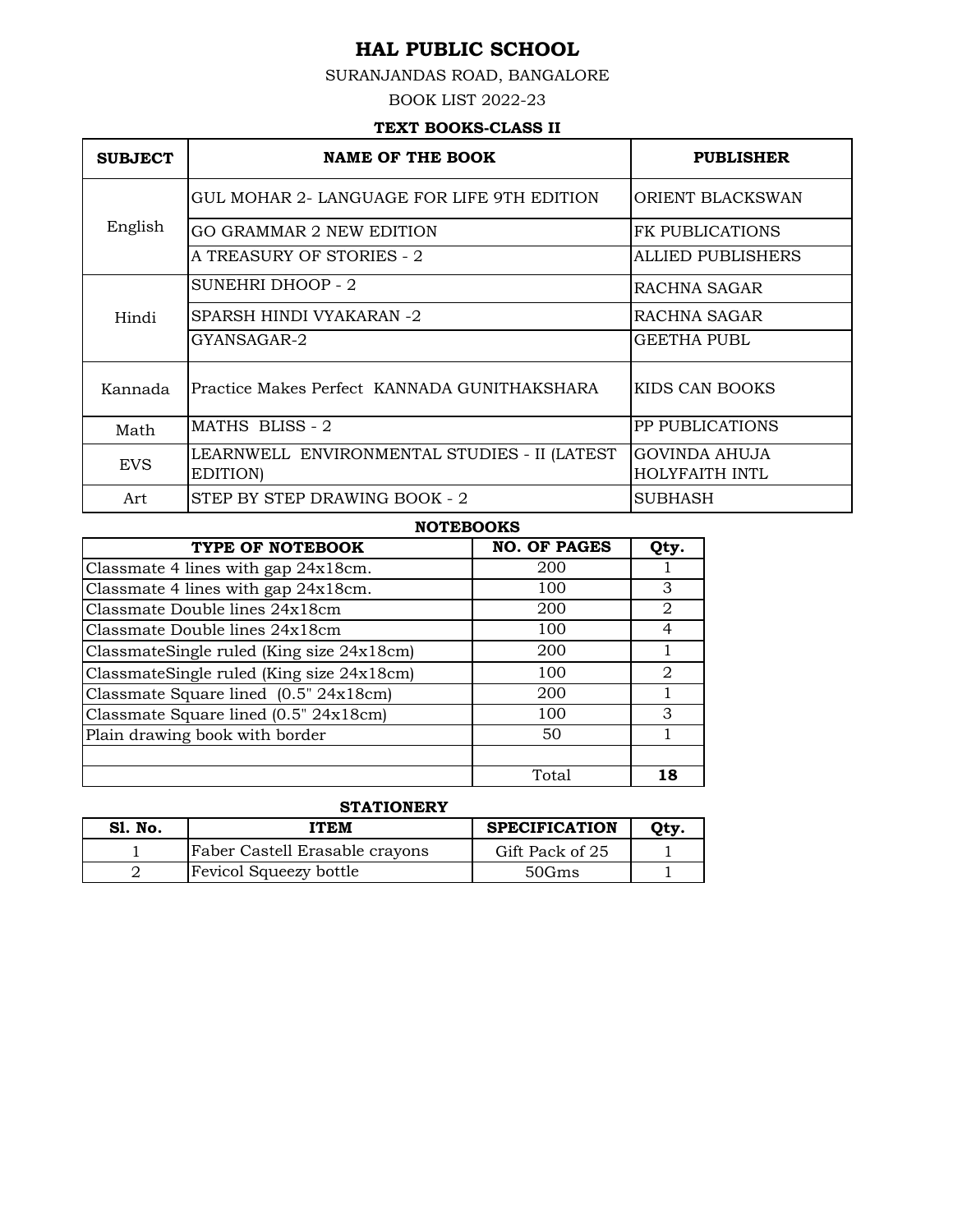# HAL PUBLIC SCHOOL

SURANJANDAS ROAD, BANGALORE

BOOK LIST 2022-23

### TEXT BOOKS-CLASS II

| SUBJECT | NAME OF THE BOOK | PUBLISHER |
|---|---|---|
| English | GUL MOHAR 2- LANGUAGE FOR LIFE 9TH EDITION | ORIENT BLACKSWAN |
| | GO GRAMMAR 2 NEW EDITION | FK PUBLICATIONS |
| | A TREASURY OF STORIES - 2 | ALLIED PUBLISHERS |
| Hindi | SUNEHRI DHOOP - 2 | RACHNA SAGAR |
| | SPARSH HINDI VYAKARAN -2 | RACHNA SAGAR |
| | GYANSAGAR-2 | GEETHA PUBL |
| Kannada | Practice Makes Perfect KANNADA GUNITHAKSHARA | KIDS CAN BOOKS |
| Math | MATHS BLISS - 2 | PP PUBLICATIONS |
| EVS | LEARNWELL ENVIRONMENTAL STUDIES - II (LATEST EDITION) | GOVINDA AHUJA HOLYFAITH INTL |
| Art | STEP BY STEP DRAWING BOOK - 2 | SUBHASH |

### NOTEBOOKS

| TYPE OF NOTEBOOK | NO. OF PAGES | Qty. |
|---|---|---|
| Classmate 4 lines with gap 24x18cm. | 200 | 1 |
| Classmate 4 lines with gap 24x18cm. | 100 | 3 |
| Classmate Double lines 24x18cm | 200 | 2 |
| Classmate Double lines 24x18cm | 100 | 4 |
| ClassmateSingle ruled (King size 24x18cm) | 200 | 1 |
| ClassmateSingle ruled (King size 24x18cm) | 100 | 2 |
| Classmate Square lined (0.5" 24x18cm) | 200 | 1 |
| Classmate Square lined (0.5" 24x18cm) | 100 | 3 |
| Plain drawing book with border | 50 | 1 |
| | | |
| | Total | **18** |

### STATIONERY

| Sl. No. | ITEM | SPECIFICATION | Qty. |
|---|---|---|---|
| 1 | Faber Castell Erasable crayons | Gift Pack of 25 | 1 |
| 2 | Fevicol Squeezy bottle | 50Gms | 1 |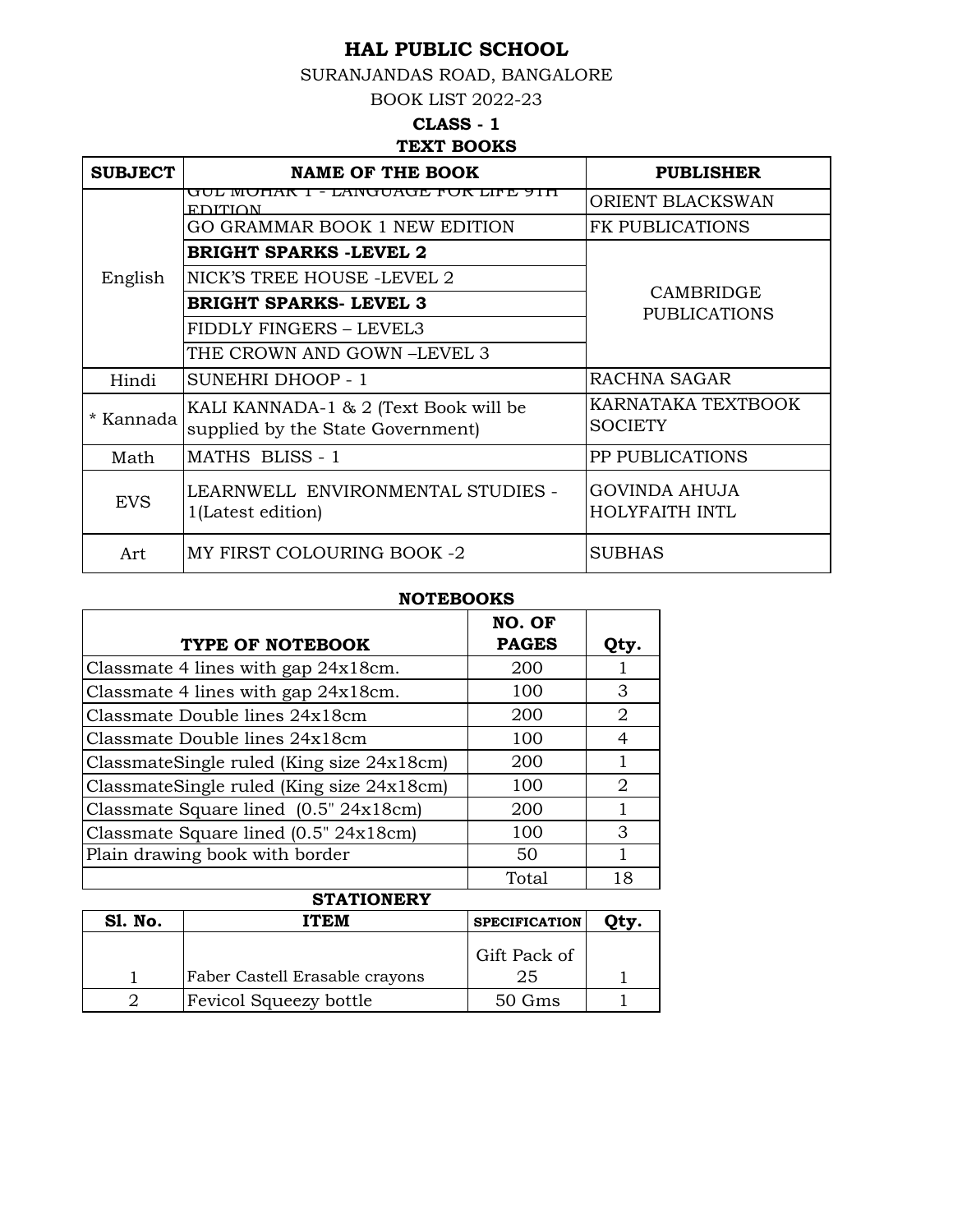# HAL PUBLIC SCHOOL

SURANJANDAS ROAD, BANGALORE

BOOK LIST 2022-23

**CLASS - 1**

**TEXT BOOKS**

| SUBJECT | NAME OF THE BOOK | PUBLISHER |
|---|---|---|
| English | GUL MOHAR 1 - LANGUAGE FOR LIFE 9TH EDITION | ORIENT BLACKSWAN |
| | GO GRAMMAR BOOK 1 NEW EDITION | FK PUBLICATIONS |
| | **BRIGHT SPARKS -LEVEL 2** | CAMBRIDGE PUBLICATIONS |
| | NICK'S TREE HOUSE -LEVEL 2 | |
| | **BRIGHT SPARKS- LEVEL 3** | |
| | FIDDLY FINGERS – LEVEL3 | |
| | THE CROWN AND GOWN –LEVEL 3 | |
| Hindi | SUNEHRI DHOOP - 1 | RACHNA SAGAR |
| * Kannada | KALI KANNADA-1 & 2 (Text Book will be supplied by the State Government) | KARNATAKA TEXTBOOK SOCIETY |
| Math | MATHS BLISS - 1 | PP PUBLICATIONS |
| EVS | LEARNWELL ENVIRONMENTAL STUDIES - 1(Latest edition) | GOVINDA AHUJA HOLYFAITH INTL |
| Art | MY FIRST COLOURING BOOK -2 | SUBHAS |

**NOTEBOOKS**

| TYPE OF NOTEBOOK | NO. OF PAGES | Qty. |
|---|---|---|
| Classmate 4 lines with gap 24x18cm. | 200 | 1 |
| Classmate 4 lines with gap 24x18cm. | 100 | 3 |
| Classmate Double lines 24x18cm | 200 | 2 |
| Classmate Double lines 24x18cm | 100 | 4 |
| ClassmateSingle ruled (King size 24x18cm) | 200 | 1 |
| ClassmateSingle ruled (King size 24x18cm) | 100 | 2 |
| Classmate Square lined (0.5" 24x18cm) | 200 | 1 |
| Classmate Square lined (0.5" 24x18cm) | 100 | 3 |
| Plain drawing book with border | 50 | 1 |
| | Total | 18 |

**STATIONERY**

| Sl. No. | ITEM | SPECIFICATION | Qty. |
|---|---|---|---|
| 1 | Faber Castell Erasable crayons | Gift Pack of 25 | 1 |
| 2 | Fevicol Squeezy bottle | 50 Gms | 1 |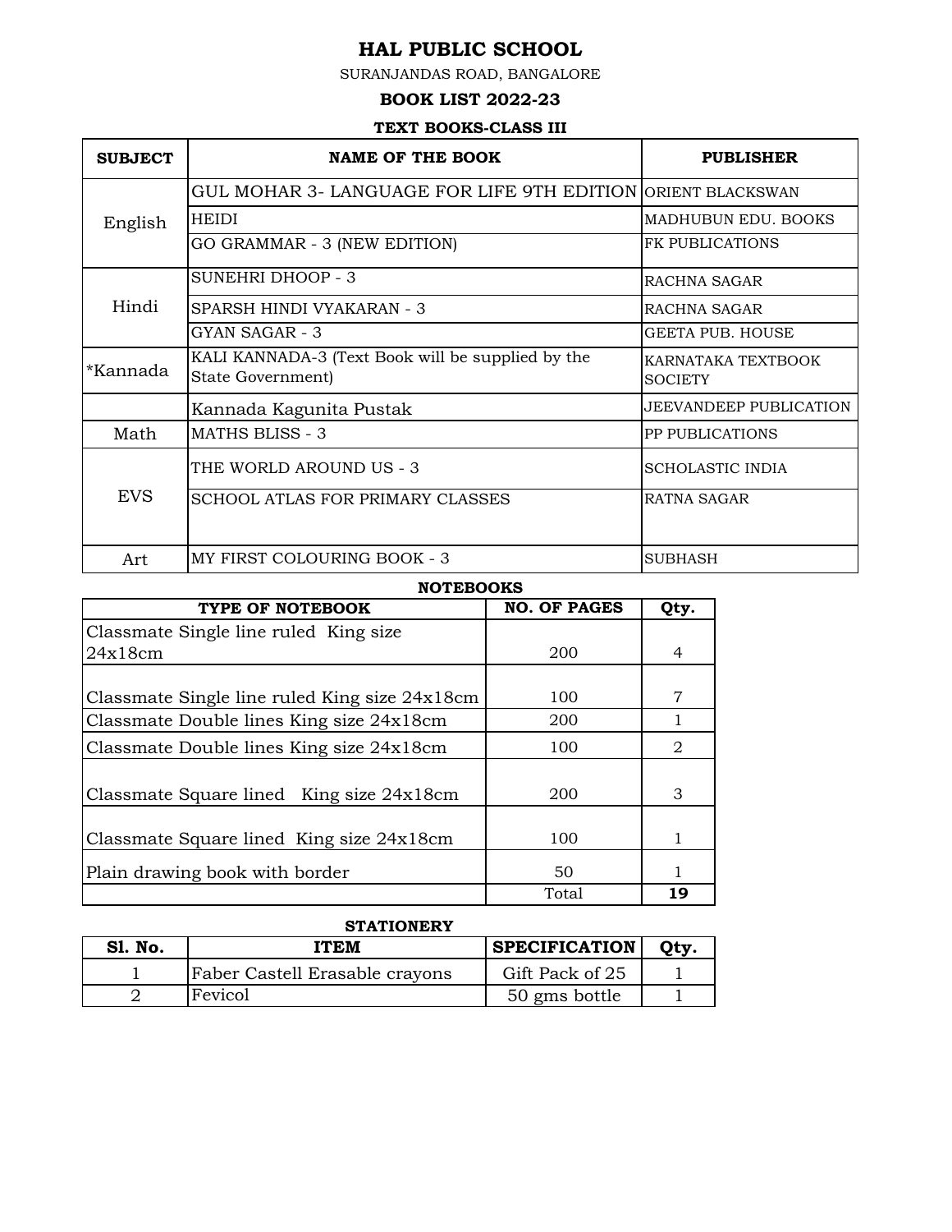# HAL PUBLIC SCHOOL

SURANJANDAS ROAD, BANGALORE

## BOOK LIST 2022-23

### TEXT BOOKS-CLASS III

| SUBJECT | NAME OF THE BOOK | PUBLISHER |
|---|---|---|
| English | GUL MOHAR 3- LANGUAGE FOR LIFE 9TH EDITION | ORIENT BLACKSWAN |
| | HEIDI | MADHUBUN EDU. BOOKS |
| | GO GRAMMAR - 3 (NEW EDITION) | FK PUBLICATIONS |
| Hindi | SUNEHRI DHOOP - 3 | RACHNA SAGAR |
| | SPARSH HINDI VYAKARAN - 3 | RACHNA SAGAR |
| | GYAN SAGAR - 3 | GEETA PUB. HOUSE |
| *Kannada | KALI KANNADA-3 (Text Book will be supplied by the State Government) | KARNATAKA TEXTBOOK SOCIETY |
| | Kannada Kagunita Pustak | JEEVANDEEP PUBLICATION |
| Math | MATHS BLISS - 3 | PP PUBLICATIONS |
| EVS | THE WORLD AROUND US - 3 | SCHOLASTIC INDIA |
| | SCHOOL ATLAS FOR PRIMARY CLASSES | RATNA SAGAR |
| Art | MY FIRST COLOURING BOOK - 3 | SUBHASH |

### NOTEBOOKS

| TYPE OF NOTEBOOK | NO. OF PAGES | Qty. |
|---|---|---|
| Classmate Single line ruled King size 24x18cm | 200 | 4 |
| Classmate Single line ruled King size 24x18cm | 100 | 7 |
| Classmate Double lines King size 24x18cm | 200 | 1 |
| Classmate Double lines King size 24x18cm | 100 | 2 |
| Classmate Square lined King size 24x18cm | 200 | 3 |
| Classmate Square lined King size 24x18cm | 100 | 1 |
| Plain drawing book with border | 50 | 1 |
| | Total | **19** |

### STATIONERY

| Sl. No. | ITEM | SPECIFICATION | Qty. |
|---|---|---|---|
| 1 | Faber Castell Erasable crayons | Gift Pack of 25 | 1 |
| 2 | Fevicol | 50 gms bottle | 1 |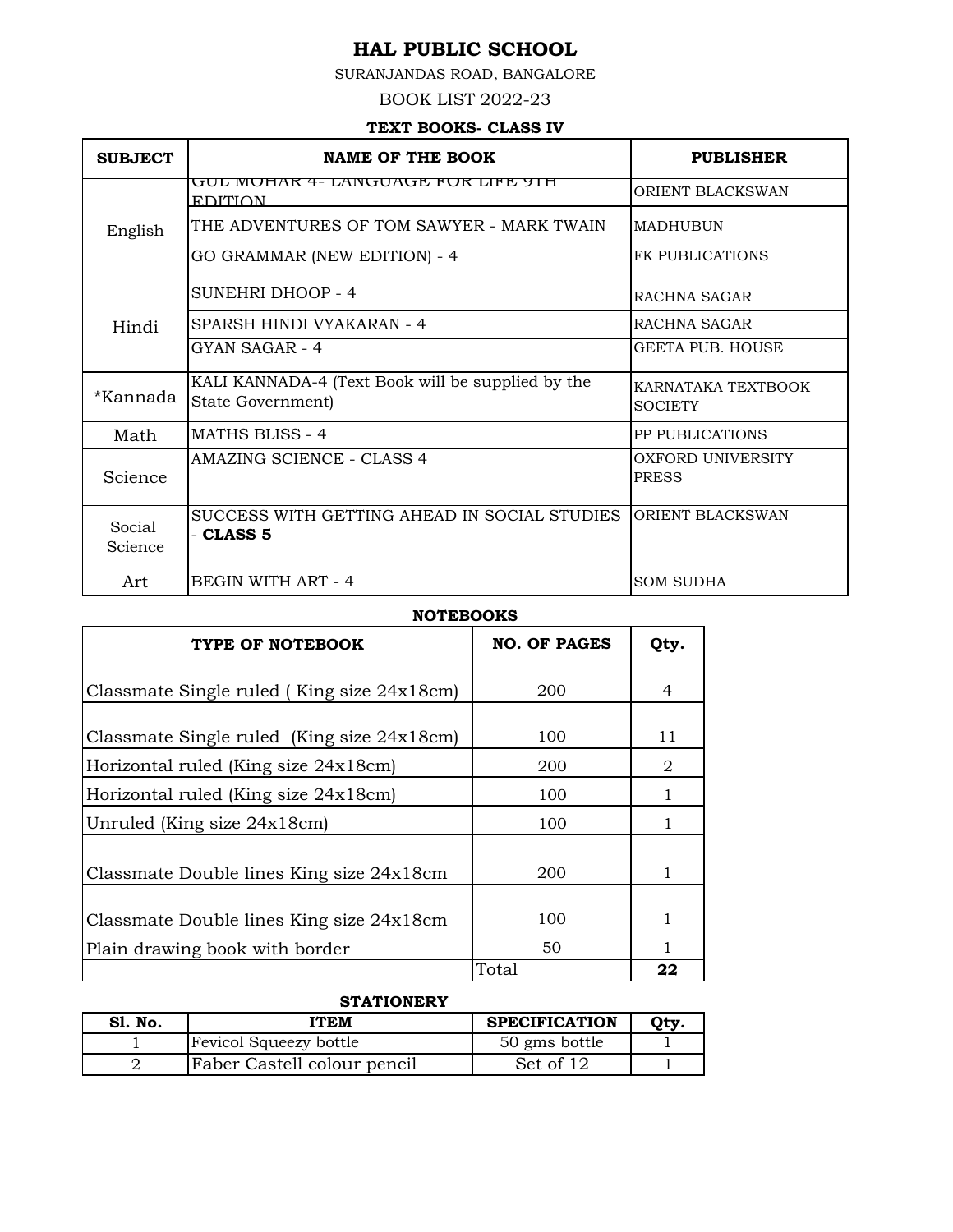# HAL PUBLIC SCHOOL

SURANJANDAS ROAD, BANGALORE

BOOK LIST 2022-23

### TEXT BOOKS- CLASS IV

| SUBJECT | NAME OF THE BOOK | PUBLISHER |
|---|---|---|
| English | GUL MOHAR 4- LANGUAGE FOR LIFE 9TH EDITION | ORIENT BLACKSWAN |
| | THE ADVENTURES OF TOM SAWYER - MARK TWAIN | MADHUBUN |
| | GO GRAMMAR (NEW EDITION) - 4 | FK PUBLICATIONS |
| Hindi | SUNEHRI DHOOP - 4 | RACHNA SAGAR |
| | SPARSH HINDI VYAKARAN - 4 | RACHNA SAGAR |
| | GYAN SAGAR - 4 | GEETA PUB. HOUSE |
| *Kannada | KALI KANNADA-4 (Text Book will be supplied by the State Government) | KARNATAKA TEXTBOOK SOCIETY |
| Math | MATHS BLISS - 4 | PP PUBLICATIONS |
| Science | AMAZING SCIENCE - CLASS 4 | OXFORD UNIVERSITY PRESS |
| Social Science | SUCCESS WITH GETTING AHEAD IN SOCIAL STUDIES - **CLASS 5** | ORIENT BLACKSWAN |
| Art | BEGIN WITH ART - 4 | SOM SUDHA |

### NOTEBOOKS

| TYPE OF NOTEBOOK | NO. OF PAGES | Qty. |
|---|---|---|
| Classmate Single ruled ( King size 24x18cm) | 200 | 4 |
| Classmate Single ruled (King size 24x18cm) | 100 | 11 |
| Horizontal ruled (King size 24x18cm) | 200 | 2 |
| Horizontal ruled (King size 24x18cm) | 100 | 1 |
| Unruled (King size 24x18cm) | 100 | 1 |
| Classmate Double lines King size 24x18cm | 200 | 1 |
| Classmate Double lines King size 24x18cm | 100 | 1 |
| Plain drawing book with border | 50 | 1 |
| | Total | **22** |

### STATIONERY

| Sl. No. | ITEM | SPECIFICATION | Qty. |
|---|---|---|---|
| 1 | Fevicol Squeezy bottle | 50 gms bottle | 1 |
| 2 | Faber Castell colour pencil | Set of 12 | 1 |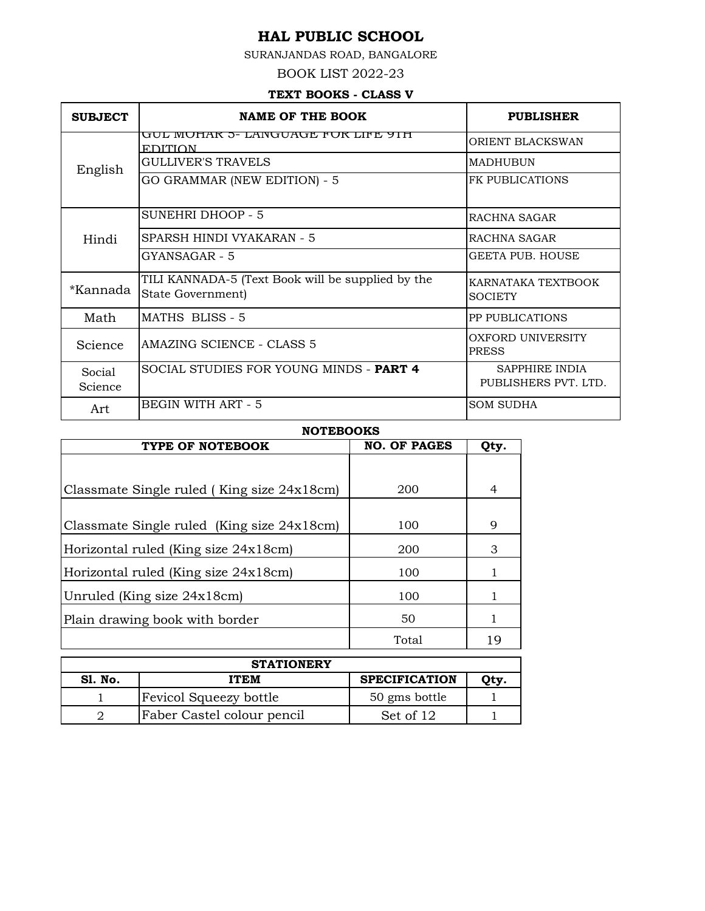# HAL PUBLIC SCHOOL

SURANJANDAS ROAD, BANGALORE

BOOK LIST 2022-23

### TEXT BOOKS - CLASS V

| SUBJECT | NAME OF THE BOOK | PUBLISHER |
|---|---|---|
| English | GUL MOHAR 5- LANGUAGE FOR LIFE 9TH EDITION | ORIENT BLACKSWAN |
| | GULLIVER'S TRAVELS | MADHUBUN |
| | GO GRAMMAR (NEW EDITION) - 5 | FK PUBLICATIONS |
| Hindi | SUNEHRI DHOOP - 5 | RACHNA SAGAR |
| | SPARSH HINDI VYAKARAN - 5 | RACHNA SAGAR |
| | GYANSAGAR - 5 | GEETA PUB. HOUSE |
| *Kannada | TILI KANNADA-5 (Text Book will be supplied by the State Government) | KARNATAKA TEXTBOOK SOCIETY |
| Math | MATHS BLISS - 5 | PP PUBLICATIONS |
| Science | AMAZING SCIENCE - CLASS 5 | OXFORD UNIVERSITY PRESS |
| Social Science | SOCIAL STUDIES FOR YOUNG MINDS - **PART 4** | SAPPHIRE INDIA PUBLISHERS PVT. LTD. |
| Art | BEGIN WITH ART - 5 | SOM SUDHA |

### NOTEBOOKS

| TYPE OF NOTEBOOK | NO. OF PAGES | Qty. |
|---|---|---|
| Classmate Single ruled ( King size 24x18cm) | 200 | 4 |
| Classmate Single ruled (King size 24x18cm) | 100 | 9 |
| Horizontal ruled (King size 24x18cm) | 200 | 3 |
| Horizontal ruled (King size 24x18cm) | 100 | 1 |
| Unruled (King size 24x18cm) | 100 | 1 |
| Plain drawing book with border | 50 | 1 |
| | Total | 19 |

### STATIONERY

| Sl. No. | ITEM | SPECIFICATION | Qty. |
|---|---|---|---|
| 1 | Fevicol Squeezy bottle | 50 gms bottle | 1 |
| 2 | Faber Castel colour pencil | Set of 12 | 1 |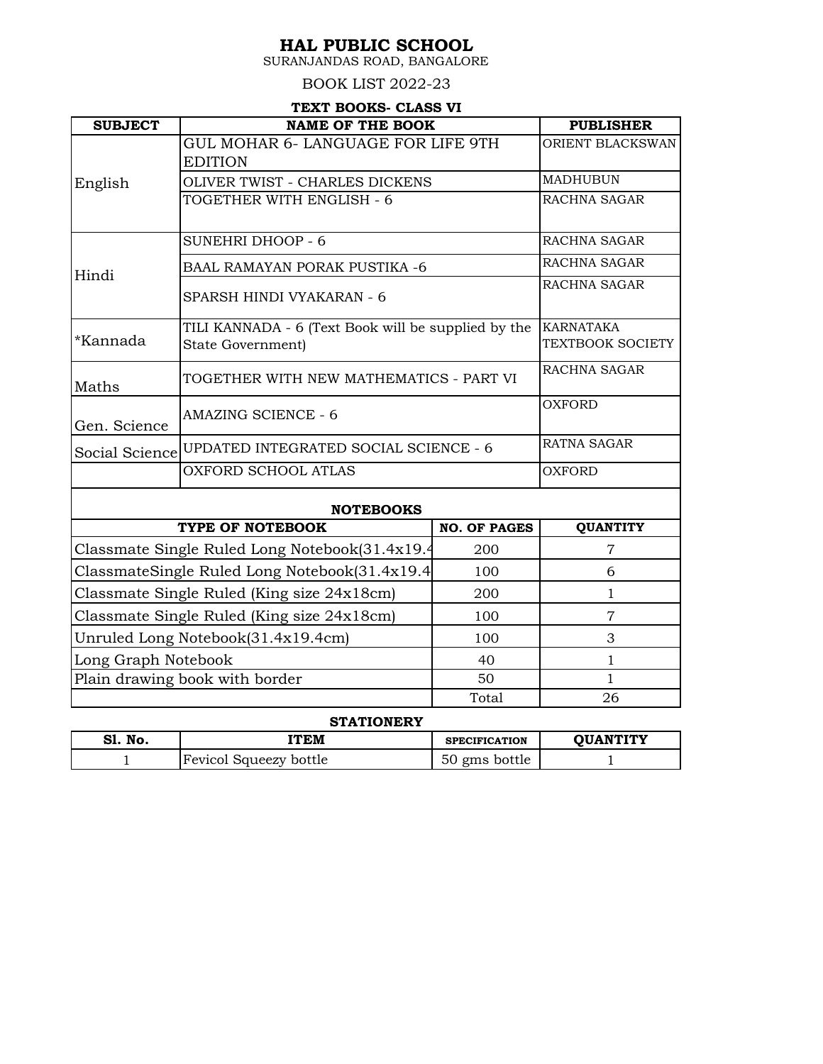# HAL PUBLIC SCHOOL

SURANJANDAS ROAD, BANGALORE

BOOK LIST 2022-23

### TEXT BOOKS- CLASS VI

| SUBJECT | NAME OF THE BOOK | PUBLISHER |
|---|---|---|
| English | GUL MOHAR 6- LANGUAGE FOR LIFE 9TH EDITION | ORIENT BLACKSWAN |
| | OLIVER TWIST - CHARLES DICKENS | MADHUBUN |
| | TOGETHER WITH ENGLISH - 6 | RACHNA SAGAR |
| Hindi | SUNEHRI DHOOP - 6 | RACHNA SAGAR |
| | BAAL RAMAYAN PORAK PUSTIKA -6 | RACHNA SAGAR |
| | SPARSH HINDI VYAKARAN - 6 | RACHNA SAGAR |
| *Kannada | TILI KANNADA - 6 (Text Book will be supplied by the State Government) | KARNATAKA TEXTBOOK SOCIETY |
| Maths | TOGETHER WITH NEW MATHEMATICS - PART VI | RACHNA SAGAR |
| Gen. Science | AMAZING SCIENCE - 6 | OXFORD |
| Social Science | UPDATED INTEGRATED SOCIAL SCIENCE - 6 | RATNA SAGAR |
| | OXFORD SCHOOL ATLAS | OXFORD |

### NOTEBOOKS

| TYPE OF NOTEBOOK | NO. OF PAGES | QUANTITY |
|---|---|---|
| Classmate Single Ruled Long Notebook(31.4x19.4 | 200 | 7 |
| ClassmateSingle Ruled Long Notebook(31.4x19.4 | 100 | 6 |
| Classmate Single Ruled (King size 24x18cm) | 200 | 1 |
| Classmate Single Ruled (King size 24x18cm) | 100 | 7 |
| Unruled Long Notebook(31.4x19.4cm) | 100 | 3 |
| Long Graph Notebook | 40 | 1 |
| Plain drawing book with border | 50 | 1 |
| | Total | 26 |

### STATIONERY

| Sl. No. | ITEM | SPECIFICATION | QUANTITY |
|---|---|---|---|
| 1 | Fevicol Squeezy bottle | 50 gms bottle | 1 |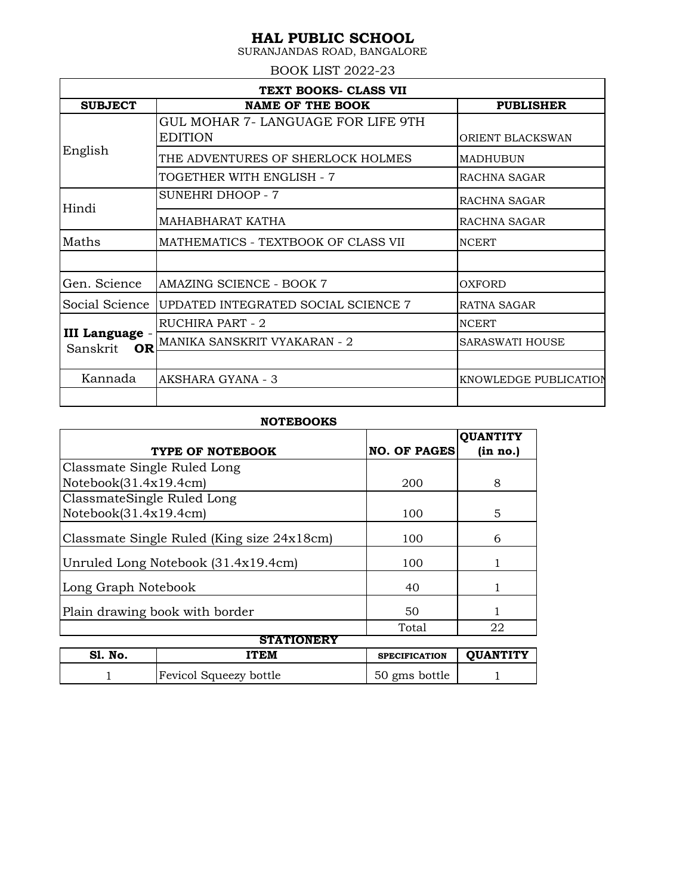# HAL PUBLIC SCHOOL

SURANJANDAS ROAD, BANGALORE

BOOK LIST 2022-23

| TEXT BOOKS- CLASS VII | | |
|---|---|---|
| **SUBJECT** | **NAME OF THE BOOK** | **PUBLISHER** |
| English | GUL MOHAR 7- LANGUAGE FOR LIFE 9TH EDITION | ORIENT BLACKSWAN |
| | THE ADVENTURES OF SHERLOCK HOLMES | MADHUBUN |
| | TOGETHER WITH ENGLISH - 7 | RACHNA SAGAR |
| Hindi | SUNEHRI DHOOP - 7 | RACHNA SAGAR |
| | MAHABHARAT KATHA | RACHNA SAGAR |
| Maths | MATHEMATICS - TEXTBOOK OF CLASS VII | NCERT |
| | | |
| Gen. Science | AMAZING SCIENCE - BOOK 7 | OXFORD |
| Social Science | UPDATED INTEGRATED SOCIAL SCIENCE 7 | RATNA SAGAR |
| **III Language** - Sanskrit **OR** | RUCHIRA PART - 2 | NCERT |
| | MANIKA SANSKRIT VYAKARAN - 2 | SARASWATI HOUSE |
| | | |
| Kannada | AKSHARA GYANA - 3 | KNOWLEDGE PUBLICATION |
| | | |

**NOTEBOOKS**

| TYPE OF NOTEBOOK | NO. OF PAGES | QUANTITY (in no.) |
|---|---|---|
| Classmate Single Ruled Long Notebook(31.4x19.4cm) | 200 | 8 |
| ClassmateSingle Ruled Long Notebook(31.4x19.4cm) | 100 | 5 |
| Classmate Single Ruled (King size 24x18cm) | 100 | 6 |
| Unruled Long Notebook (31.4x19.4cm) | 100 | 1 |
| Long Graph Notebook | 40 | 1 |
| Plain drawing book with border | 50 | 1 |
| | Total | 22 |

**STATIONERY**

| Sl. No. | ITEM | SPECIFICATION | QUANTITY |
|---|---|---|---|
| 1 | Fevicol Squeezy bottle | 50 gms bottle | 1 |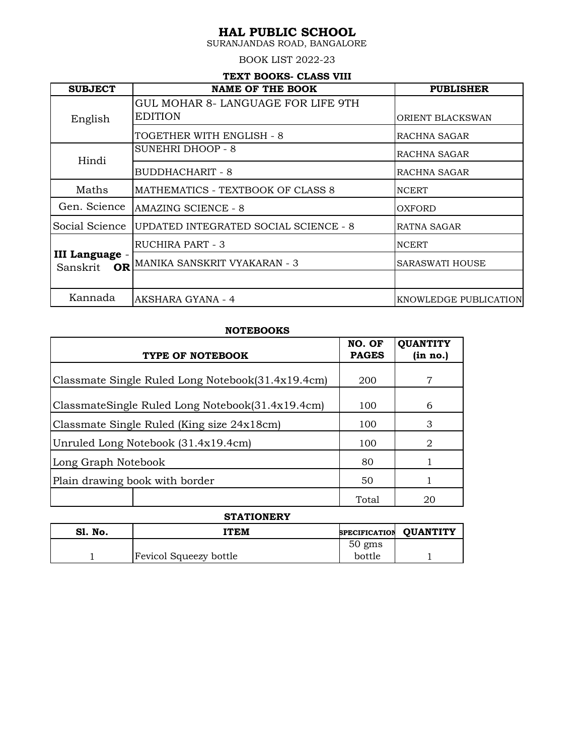# HAL PUBLIC SCHOOL

SURANJANDAS ROAD, BANGALORE

BOOK LIST 2022-23

**TEXT BOOKS- CLASS VIII**

| SUBJECT | NAME OF THE BOOK | PUBLISHER |
|---|---|---|
| English | GUL MOHAR 8- LANGUAGE FOR LIFE 9TH EDITION | ORIENT BLACKSWAN |
| | TOGETHER WITH ENGLISH - 8 | RACHNA SAGAR |
| Hindi | SUNEHRI DHOOP - 8 | RACHNA SAGAR |
| | BUDDHACHARIT - 8 | RACHNA SAGAR |
| Maths | MATHEMATICS - TEXTBOOK OF CLASS 8 | NCERT |
| Gen. Science | AMAZING SCIENCE - 8 | OXFORD |
| Social Science | UPDATED INTEGRATED SOCIAL SCIENCE - 8 | RATNA SAGAR |
| **III Language** - Sanskrit **OR** | RUCHIRA PART - 3 | NCERT |
| | MANIKA SANSKRIT VYAKARAN - 3 | SARASWATI HOUSE |
| | | |
| Kannada | AKSHARA GYANA - 4 | KNOWLEDGE PUBLICATION |

**NOTEBOOKS**

| TYPE OF NOTEBOOK | | NO. OF PAGES | QUANTITY (in no.) |
|---|---|---|---|
| Classmate Single Ruled Long Notebook(31.4x19.4cm) | | 200 | 7 |
| ClassmateSingle Ruled Long Notebook(31.4x19.4cm) | | 100 | 6 |
| Classmate Single Ruled (King size 24x18cm) | | 100 | 3 |
| Unruled Long Notebook (31.4x19.4cm) | | 100 | 2 |
| Long Graph Notebook | | 80 | 1 |
| Plain drawing book with border | | 50 | 1 |
| | | Total | 20 |

**STATIONERY**

| Sl. No. | ITEM | SPECIFICATION | QUANTITY |
|---|---|---|---|
| 1 | Fevicol Squeezy bottle | 50 gms bottle | 1 |